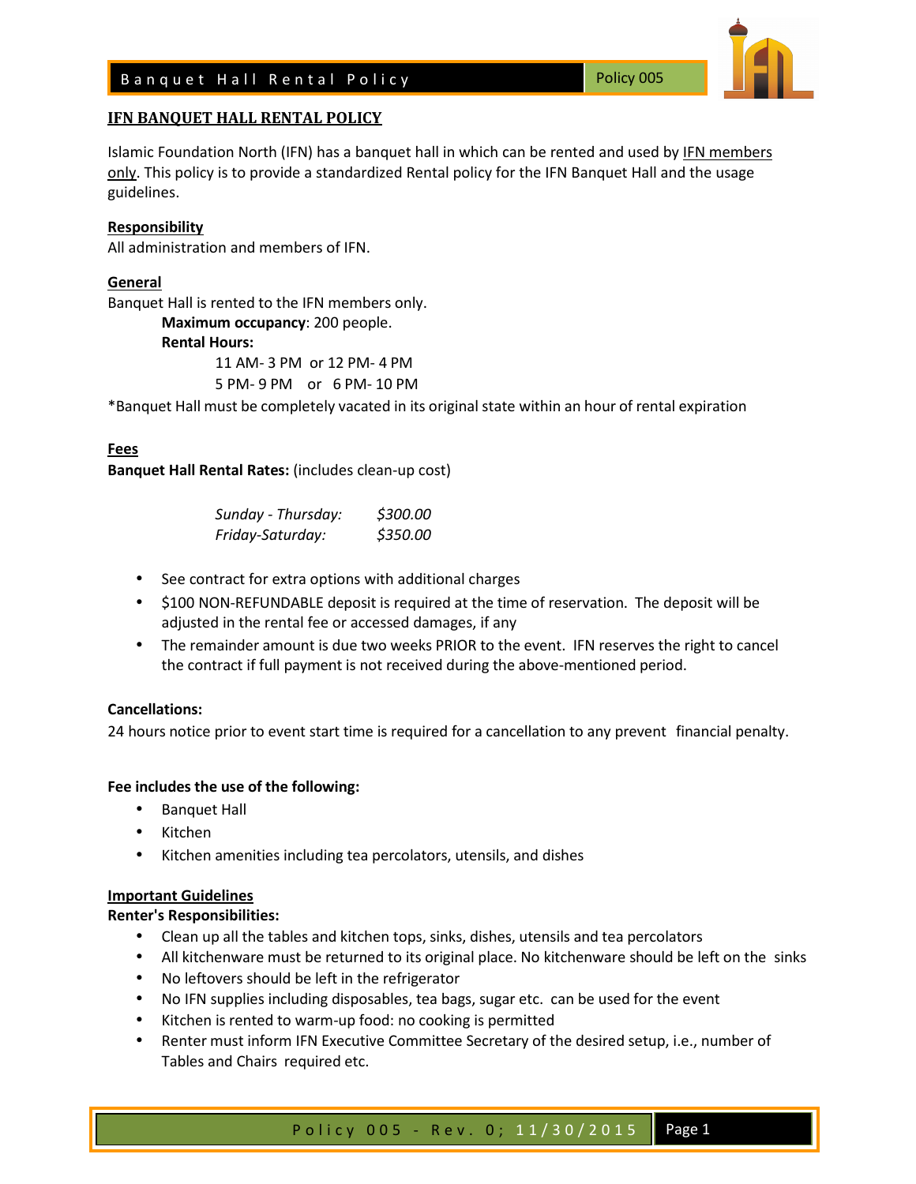# IFN BANQUET HALL RENTAL POLICY

Islamic Foundation North (IFN) has a banquet hall in which can be rented and used by IFN members only. This policy is to provide a standardized Rental policy for the IFN Banquet Hall and the usage guidelines.

## Responsibility

All administration and members of IFN.

## General

Banquet Hall is rented to the IFN members only.

**Maximum occupancy**: 200 people.

**Rental Hours:**

11 AM- 3 PM or 12 PM- 4 PM

5 PM- 9 PM or 6 PM- 10 PM

*Banquet Hall must be completely vacated in its original state within an hour of rental expiration

## Fees

**Banquet Hall Rental Rates:** (includes clean-up cost)

| | |
|---|---|
| *Sunday - Thursday:* | *$300.00* |
| *Friday-Saturday:* | *$350.00* |

- See contract for extra options with additional charges
- $100 NON-REFUNDABLE deposit is required at the time of reservation. The deposit will be adjusted in the rental fee or accessed damages, if any
- The remainder amount is due two weeks PRIOR to the event. IFN reserves the right to cancel the contract if full payment is not received during the above-mentioned period.

**Cancellations:**

24 hours notice prior to event start time is required for a cancellation to any prevent financial penalty.

**Fee includes the use of the following:**

- Banquet Hall
- Kitchen
- Kitchen amenities including tea percolators, utensils, and dishes

## Important Guidelines

**Renter's Responsibilities:**

- Clean up all the tables and kitchen tops, sinks, dishes, utensils and tea percolators
- All kitchenware must be returned to its original place. No kitchenware should be left on the sinks
- No leftovers should be left in the refrigerator
- No IFN supplies including disposables, tea bags, sugar etc. can be used for the event
- Kitchen is rented to warm-up food: no cooking is permitted
- Renter must inform IFN Executive Committee Secretary of the desired setup, i.e., number of Tables and Chairs required etc.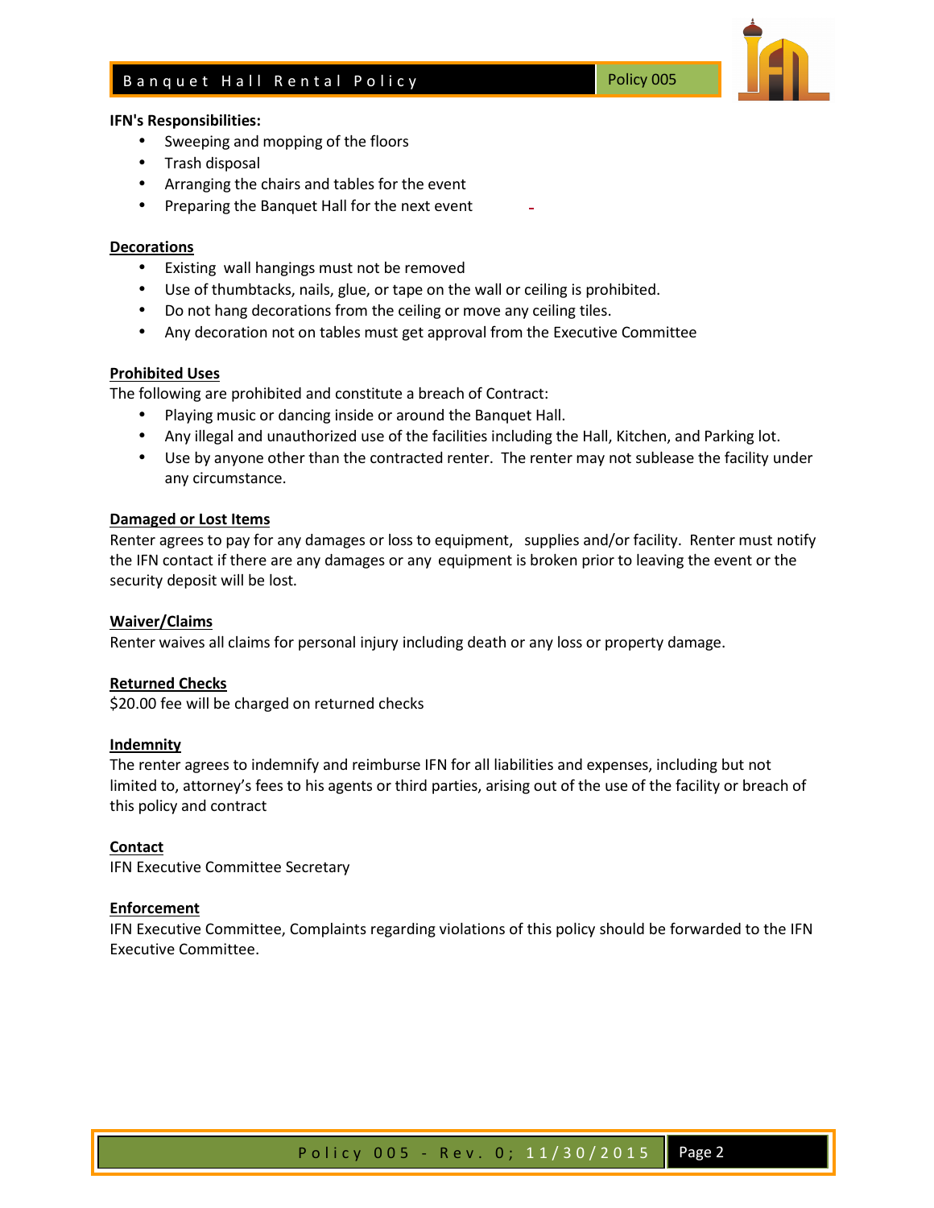**IFN's Responsibilities:**

- Sweeping and mopping of the floors
- Trash disposal
- Arranging the chairs and tables for the event
- Preparing the Banquet Hall for the next event

## Decorations

- Existing wall hangings must not be removed
- Use of thumbtacks, nails, glue, or tape on the wall or ceiling is prohibited.
- Do not hang decorations from the ceiling or move any ceiling tiles.
- Any decoration not on tables must get approval from the Executive Committee

## Prohibited Uses

The following are prohibited and constitute a breach of Contract:

- Playing music or dancing inside or around the Banquet Hall.
- Any illegal and unauthorized use of the facilities including the Hall, Kitchen, and Parking lot.
- Use by anyone other than the contracted renter. The renter may not sublease the facility under any circumstance.

## Damaged or Lost Items

Renter agrees to pay for any damages or loss to equipment, supplies and/or facility. Renter must notify the IFN contact if there are any damages or any equipment is broken prior to leaving the event or the security deposit will be lost.

## Waiver/Claims

Renter waives all claims for personal injury including death or any loss or property damage.

## Returned Checks

$20.00 fee will be charged on returned checks

## Indemnity

The renter agrees to indemnify and reimburse IFN for all liabilities and expenses, including but not limited to, attorney's fees to his agents or third parties, arising out of the use of the facility or breach of this policy and contract

## Contact

IFN Executive Committee Secretary

## Enforcement

IFN Executive Committee, Complaints regarding violations of this policy should be forwarded to the IFN Executive Committee.